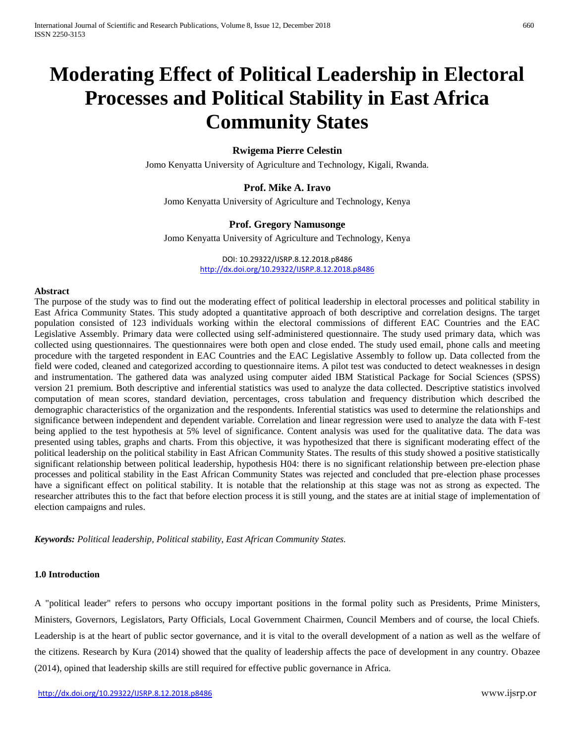# Moderating Effect of Political Leadership in Electoral Processes and Political Stability in East Africa Community States

**Rwigema Pierre Celestin**

Jomo Kenyatta University of Agriculture and Technology, Kigali, Rwanda.

**Prof. Mike A. Iravo**

Jomo Kenyatta University of Agriculture and Technology, Kenya

**Prof. Gregory Namusonge**

Jomo Kenyatta University of Agriculture and Technology, Kenya

DOI: 10.29322/IJSRP.8.12.2018.p8486
http://dx.doi.org/10.29322/IJSRP.8.12.2018.p8486

## Abstract

The purpose of the study was to find out the moderating effect of political leadership in electoral processes and political stability in East Africa Community States. This study adopted a quantitative approach of both descriptive and correlation designs. The target population consisted of 123 individuals working within the electoral commissions of different EAC Countries and the EAC Legislative Assembly. Primary data were collected using self-administered questionnaire. The study used primary data, which was collected using questionnaires. The questionnaires were both open and close ended. The study used email, phone calls and meeting procedure with the targeted respondent in EAC Countries and the EAC Legislative Assembly to follow up. Data collected from the field were coded, cleaned and categorized according to questionnaire items. A pilot test was conducted to detect weaknesses in design and instrumentation. The gathered data was analyzed using computer aided IBM Statistical Package for Social Sciences (SPSS) version 21 premium. Both descriptive and inferential statistics was used to analyze the data collected. Descriptive statistics involved computation of mean scores, standard deviation, percentages, cross tabulation and frequency distribution which described the demographic characteristics of the organization and the respondents. Inferential statistics was used to determine the relationships and significance between independent and dependent variable. Correlation and linear regression were used to analyze the data with F-test being applied to the test hypothesis at 5% level of significance. Content analysis was used for the qualitative data. The data was presented using tables, graphs and charts. From this objective, it was hypothesized that there is significant moderating effect of the political leadership on the political stability in East African Community States. The results of this study showed a positive statistically significant relationship between political leadership, hypothesis H04: there is no significant relationship between pre-election phase processes and political stability in the East African Community States was rejected and concluded that pre-election phase processes have a significant effect on political stability. It is notable that the relationship at this stage was not as strong as expected. The researcher attributes this to the fact that before election process it is still young, and the states are at initial stage of implementation of election campaigns and rules.

***Keywords:*** *Political leadership, Political stability, East African Community States.*

## 1.0 Introduction

A "political leader" refers to persons who occupy important positions in the formal polity such as Presidents, Prime Ministers, Ministers, Governors, Legislators, Party Officials, Local Government Chairmen, Council Members and of course, the local Chiefs. Leadership is at the heart of public sector governance, and it is vital to the overall development of a nation as well as the welfare of the citizens. Research by Kura (2014) showed that the quality of leadership affects the pace of development in any country. Obazee (2014), opined that leadership skills are still required for effective public governance in Africa.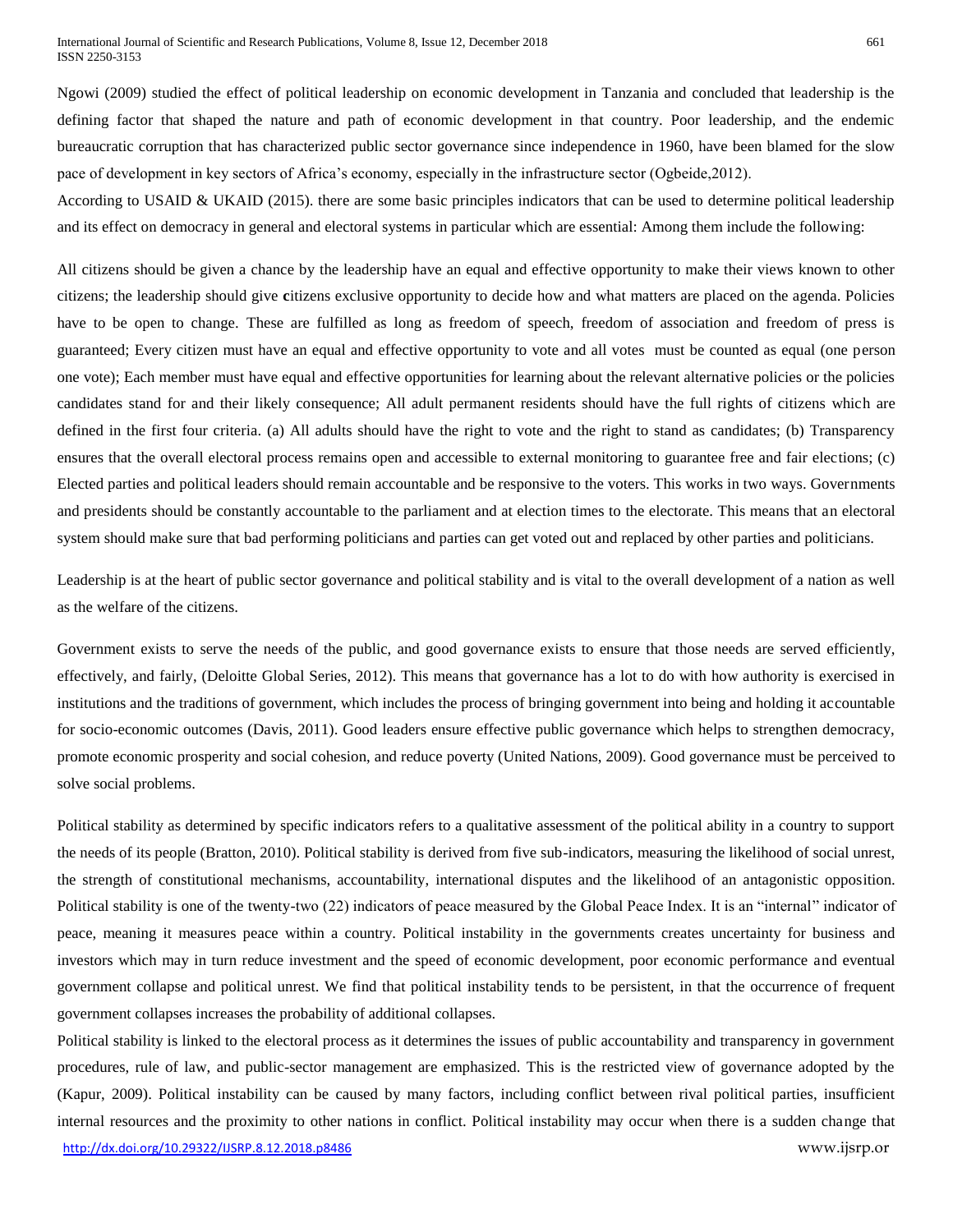Ngowi (2009) studied the effect of political leadership on economic development in Tanzania and concluded that leadership is the defining factor that shaped the nature and path of economic development in that country. Poor leadership, and the endemic bureaucratic corruption that has characterized public sector governance since independence in 1960, have been blamed for the slow pace of development in key sectors of Africa's economy, especially in the infrastructure sector (Ogbeide,2012).

According to USAID & UKAID (2015). there are some basic principles indicators that can be used to determine political leadership and its effect on democracy in general and electoral systems in particular which are essential: Among them include the following:

All citizens should be given a chance by the leadership have an equal and effective opportunity to make their views known to other citizens; the leadership should give citizens exclusive opportunity to decide how and what matters are placed on the agenda. Policies have to be open to change. These are fulfilled as long as freedom of speech, freedom of association and freedom of press is guaranteed; Every citizen must have an equal and effective opportunity to vote and all votes must be counted as equal (one person one vote); Each member must have equal and effective opportunities for learning about the relevant alternative policies or the policies candidates stand for and their likely consequence; All adult permanent residents should have the full rights of citizens which are defined in the first four criteria. (a) All adults should have the right to vote and the right to stand as candidates; (b) Transparency ensures that the overall electoral process remains open and accessible to external monitoring to guarantee free and fair elections; (c) Elected parties and political leaders should remain accountable and be responsive to the voters. This works in two ways. Governments and presidents should be constantly accountable to the parliament and at election times to the electorate. This means that an electoral system should make sure that bad performing politicians and parties can get voted out and replaced by other parties and politicians.

Leadership is at the heart of public sector governance and political stability and is vital to the overall development of a nation as well as the welfare of the citizens.

Government exists to serve the needs of the public, and good governance exists to ensure that those needs are served efficiently, effectively, and fairly, (Deloitte Global Series, 2012). This means that governance has a lot to do with how authority is exercised in institutions and the traditions of government, which includes the process of bringing government into being and holding it accountable for socio-economic outcomes (Davis, 2011). Good leaders ensure effective public governance which helps to strengthen democracy, promote economic prosperity and social cohesion, and reduce poverty (United Nations, 2009). Good governance must be perceived to solve social problems.

Political stability as determined by specific indicators refers to a qualitative assessment of the political ability in a country to support the needs of its people (Bratton, 2010). Political stability is derived from five sub-indicators, measuring the likelihood of social unrest, the strength of constitutional mechanisms, accountability, international disputes and the likelihood of an antagonistic opposition. Political stability is one of the twenty-two (22) indicators of peace measured by the Global Peace Index. It is an "internal" indicator of peace, meaning it measures peace within a country. Political instability in the governments creates uncertainty for business and investors which may in turn reduce investment and the speed of economic development, poor economic performance and eventual government collapse and political unrest. We find that political instability tends to be persistent, in that the occurrence of frequent government collapses increases the probability of additional collapses.

Political stability is linked to the electoral process as it determines the issues of public accountability and transparency in government procedures, rule of law, and public-sector management are emphasized. This is the restricted view of governance adopted by the (Kapur, 2009). Political instability can be caused by many factors, including conflict between rival political parties, insufficient internal resources and the proximity to other nations in conflict. Political instability may occur when there is a sudden change that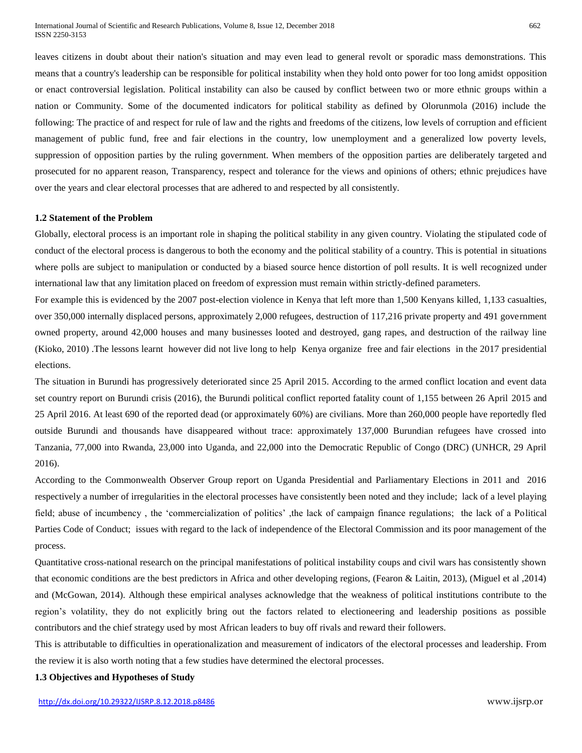leaves citizens in doubt about their nation's situation and may even lead to general revolt or sporadic mass demonstrations. This means that a country's leadership can be responsible for political instability when they hold onto power for too long amidst opposition or enact controversial legislation. Political instability can also be caused by conflict between two or more ethnic groups within a nation or Community. Some of the documented indicators for political stability as defined by Olorunmola (2016) include the following: The practice of and respect for rule of law and the rights and freedoms of the citizens, low levels of corruption and efficient management of public fund, free and fair elections in the country, low unemployment and a generalized low poverty levels, suppression of opposition parties by the ruling government. When members of the opposition parties are deliberately targeted and prosecuted for no apparent reason, Transparency, respect and tolerance for the views and opinions of others; ethnic prejudices have over the years and clear electoral processes that are adhered to and respected by all consistently.

### 1.2 Statement of the Problem

Globally, electoral process is an important role in shaping the political stability in any given country. Violating the stipulated code of conduct of the electoral process is dangerous to both the economy and the political stability of a country. This is potential in situations where polls are subject to manipulation or conducted by a biased source hence distortion of poll results. It is well recognized under international law that any limitation placed on freedom of expression must remain within strictly-defined parameters.

For example this is evidenced by the 2007 post-election violence in Kenya that left more than 1,500 Kenyans killed, 1,133 casualties, over 350,000 internally displaced persons, approximately 2,000 refugees, destruction of 117,216 private property and 491 government owned property, around 42,000 houses and many businesses looted and destroyed, gang rapes, and destruction of the railway line (Kioko, 2010) .The lessons learnt however did not live long to help Kenya organize free and fair elections in the 2017 presidential elections.

The situation in Burundi has progressively deteriorated since 25 April 2015. According to the armed conflict location and event data set country report on Burundi crisis (2016), the Burundi political conflict reported fatality count of 1,155 between 26 April 2015 and 25 April 2016. At least 690 of the reported dead (or approximately 60%) are civilians. More than 260,000 people have reportedly fled outside Burundi and thousands have disappeared without trace: approximately 137,000 Burundian refugees have crossed into Tanzania, 77,000 into Rwanda, 23,000 into Uganda, and 22,000 into the Democratic Republic of Congo (DRC) (UNHCR, 29 April 2016).

According to the Commonwealth Observer Group report on Uganda Presidential and Parliamentary Elections in 2011 and 2016 respectively a number of irregularities in the electoral processes have consistently been noted and they include; lack of a level playing field; abuse of incumbency , the 'commercialization of politics' ,the lack of campaign finance regulations; the lack of a Political Parties Code of Conduct; issues with regard to the lack of independence of the Electoral Commission and its poor management of the process.

Quantitative cross-national research on the principal manifestations of political instability coups and civil wars has consistently shown that economic conditions are the best predictors in Africa and other developing regions, (Fearon & Laitin, 2013), (Miguel et al ,2014) and (McGowan, 2014). Although these empirical analyses acknowledge that the weakness of political institutions contribute to the region's volatility, they do not explicitly bring out the factors related to electioneering and leadership positions as possible contributors and the chief strategy used by most African leaders to buy off rivals and reward their followers.

This is attributable to difficulties in operationalization and measurement of indicators of the electoral processes and leadership. From the review it is also worth noting that a few studies have determined the electoral processes.

### 1.3 Objectives and Hypotheses of Study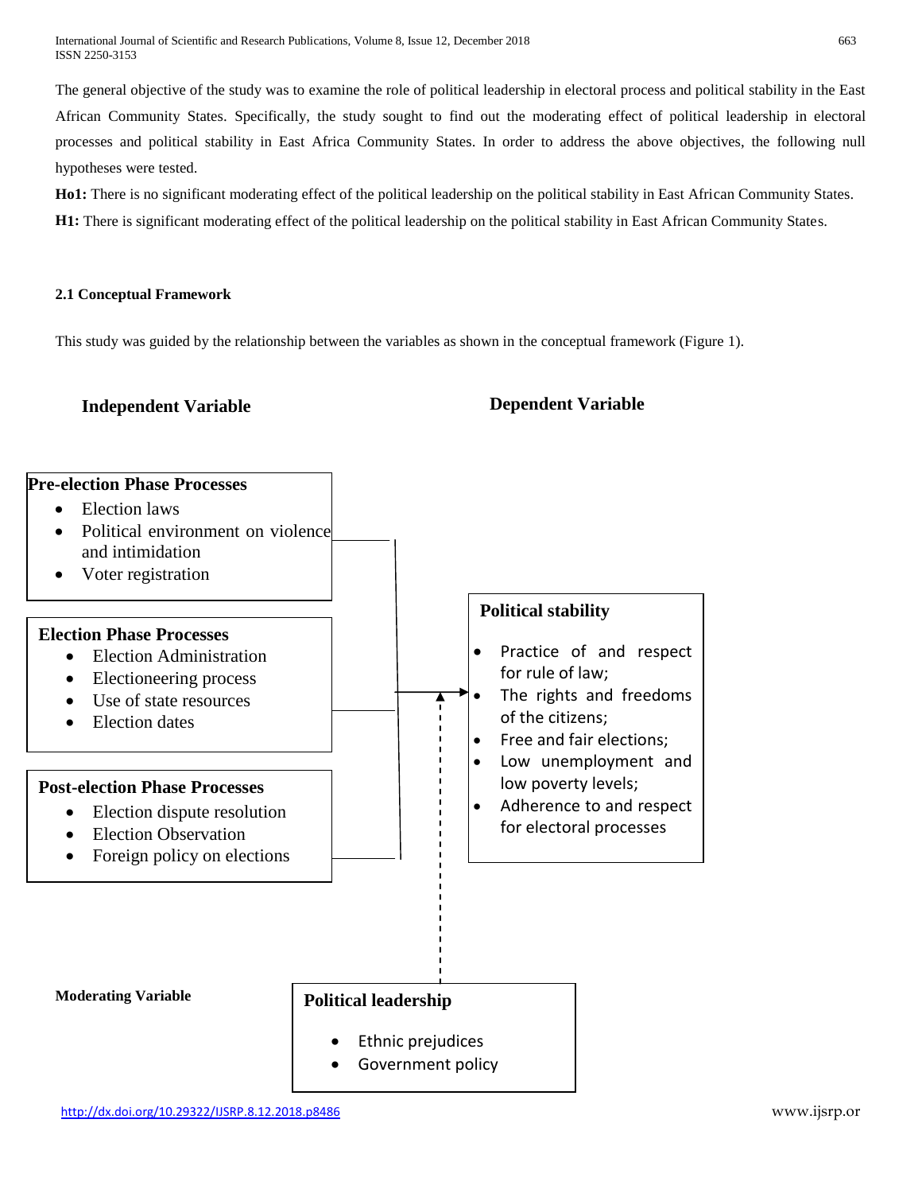The general objective of the study was to examine the role of political leadership in electoral process and political stability in the East African Community States. Specifically, the study sought to find out the moderating effect of political leadership in electoral processes and political stability in East Africa Community States. In order to address the above objectives, the following null hypotheses were tested.

**Ho1:** There is no significant moderating effect of the political leadership on the political stability in East African Community States.

**H1:** There is significant moderating effect of the political leadership on the political stability in East African Community States.

### 2.1 Conceptual Framework

This study was guided by the relationship between the variables as shown in the conceptual framework (Figure 1).

**Independent Variable**

**Pre-election Phase Processes**
- Election laws
- Political environment on violence and intimidation
- Voter registration

**Election Phase Processes**
- Election Administration
- Electioneering process
- Use of state resources
- Election dates

**Post-election Phase Processes**
- Election dispute resolution
- Election Observation
- Foreign policy on elections

**Dependent Variable**

**Political stability**
- Practice of and respect for rule of law;
- The rights and freedoms of the citizens;
- Free and fair elections;
- Low unemployment and low poverty levels;
- Adherence to and respect for electoral processes

**Moderating Variable**

**Political leadership**
- Ethnic prejudices
- Government policy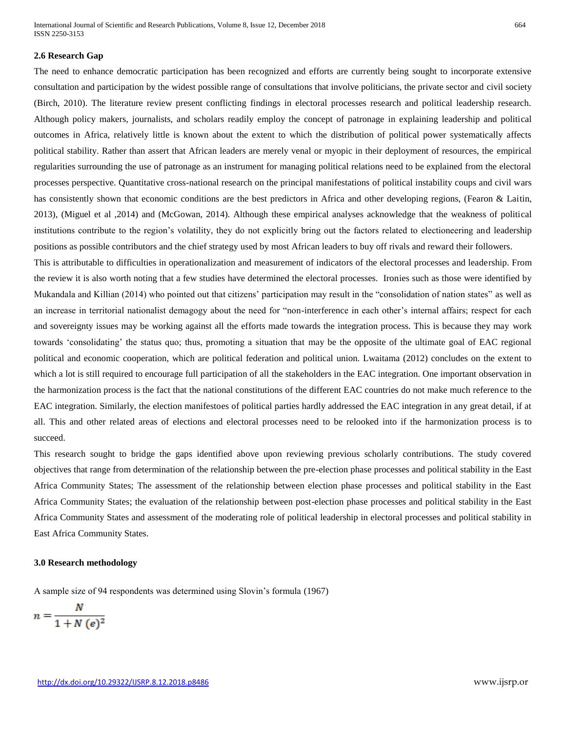### 2.6 Research Gap

The need to enhance democratic participation has been recognized and efforts are currently being sought to incorporate extensive consultation and participation by the widest possible range of consultations that involve politicians, the private sector and civil society (Birch, 2010). The literature review present conflicting findings in electoral processes research and political leadership research. Although policy makers, journalists, and scholars readily employ the concept of patronage in explaining leadership and political outcomes in Africa, relatively little is known about the extent to which the distribution of political power systematically affects political stability. Rather than assert that African leaders are merely venal or myopic in their deployment of resources, the empirical regularities surrounding the use of patronage as an instrument for managing political relations need to be explained from the electoral processes perspective. Quantitative cross-national research on the principal manifestations of political instability coups and civil wars has consistently shown that economic conditions are the best predictors in Africa and other developing regions, (Fearon & Laitin, 2013), (Miguel et al ,2014) and (McGowan, 2014). Although these empirical analyses acknowledge that the weakness of political institutions contribute to the region's volatility, they do not explicitly bring out the factors related to electioneering and leadership positions as possible contributors and the chief strategy used by most African leaders to buy off rivals and reward their followers.

This is attributable to difficulties in operationalization and measurement of indicators of the electoral processes and leadership. From the review it is also worth noting that a few studies have determined the electoral processes. Ironies such as those were identified by Mukandala and Killian (2014) who pointed out that citizens' participation may result in the "consolidation of nation states" as well as an increase in territorial nationalist demagogy about the need for "non-interference in each other's internal affairs; respect for each and sovereignty issues may be working against all the efforts made towards the integration process. This is because they may work towards 'consolidating' the status quo; thus, promoting a situation that may be the opposite of the ultimate goal of EAC regional political and economic cooperation, which are political federation and political union. Lwaitama (2012) concludes on the extent to which a lot is still required to encourage full participation of all the stakeholders in the EAC integration. One important observation in the harmonization process is the fact that the national constitutions of the different EAC countries do not make much reference to the EAC integration. Similarly, the election manifestoes of political parties hardly addressed the EAC integration in any great detail, if at all. This and other related areas of elections and electoral processes need to be relooked into if the harmonization process is to succeed.

This research sought to bridge the gaps identified above upon reviewing previous scholarly contributions. The study covered objectives that range from determination of the relationship between the pre-election phase processes and political stability in the East Africa Community States; The assessment of the relationship between election phase processes and political stability in the East Africa Community States; the evaluation of the relationship between post-election phase processes and political stability in the East Africa Community States and assessment of the moderating role of political leadership in electoral processes and political stability in East Africa Community States.

## 3.0 Research methodology

A sample size of 94 respondents was determined using Slovin's formula (1967)

$$n = \frac{N}{1 + N\,(e)^2}$$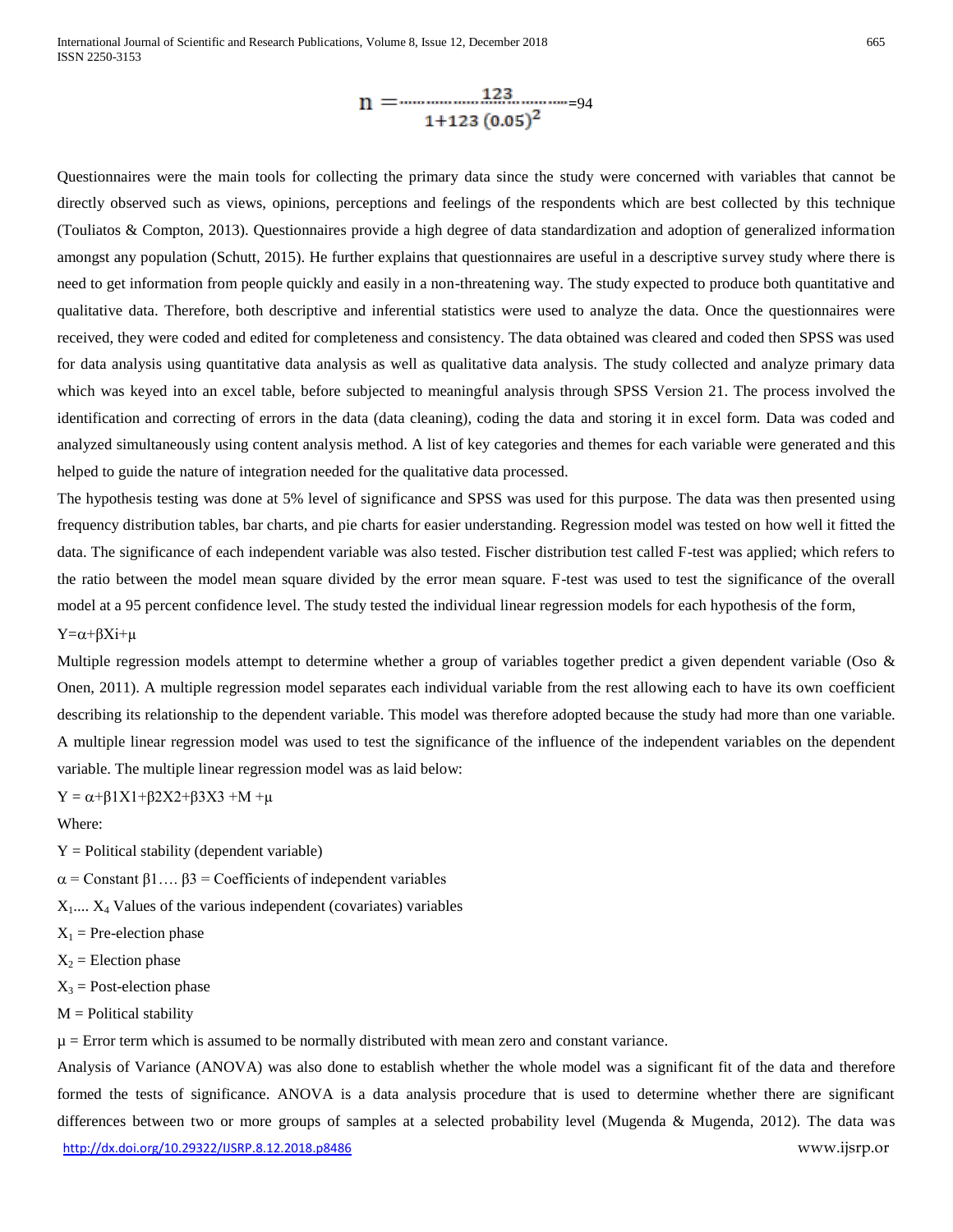$$n = \frac{123}{1+123\,(0.05)^2} = 94$$

Questionnaires were the main tools for collecting the primary data since the study were concerned with variables that cannot be directly observed such as views, opinions, perceptions and feelings of the respondents which are best collected by this technique (Touliatos & Compton, 2013). Questionnaires provide a high degree of data standardization and adoption of generalized information amongst any population (Schutt, 2015). He further explains that questionnaires are useful in a descriptive survey study where there is need to get information from people quickly and easily in a non-threatening way. The study expected to produce both quantitative and qualitative data. Therefore, both descriptive and inferential statistics were used to analyze the data. Once the questionnaires were received, they were coded and edited for completeness and consistency. The data obtained was cleared and coded then SPSS was used for data analysis using quantitative data analysis as well as qualitative data analysis. The study collected and analyze primary data which was keyed into an excel table, before subjected to meaningful analysis through SPSS Version 21. The process involved the identification and correcting of errors in the data (data cleaning), coding the data and storing it in excel form. Data was coded and analyzed simultaneously using content analysis method. A list of key categories and themes for each variable were generated and this helped to guide the nature of integration needed for the qualitative data processed.

The hypothesis testing was done at 5% level of significance and SPSS was used for this purpose. The data was then presented using frequency distribution tables, bar charts, and pie charts for easier understanding. Regression model was tested on how well it fitted the data. The significance of each independent variable was also tested. Fischer distribution test called F-test was applied; which refers to the ratio between the model mean square divided by the error mean square. F-test was used to test the significance of the overall model at a 95 percent confidence level. The study tested the individual linear regression models for each hypothesis of the form,

$Y=\alpha+\beta X_i+\mu$

Multiple regression models attempt to determine whether a group of variables together predict a given dependent variable (Oso & Onen, 2011). A multiple regression model separates each individual variable from the rest allowing each to have its own coefficient describing its relationship to the dependent variable. This model was therefore adopted because the study had more than one variable. A multiple linear regression model was used to test the significance of the influence of the independent variables on the dependent variable. The multiple linear regression model was as laid below:

$Y = \alpha+\beta_1X_1+\beta_2X_2+\beta_3X_3 +M +\mu$

Where:

Y = Political stability (dependent variable)

$\alpha$ = Constant $\beta_1 \ldots \beta_3$ = Coefficients of independent variables

$X_1 \ldots X_4$ Values of the various independent (covariates) variables

$X_1$ = Pre-election phase

$X_2$ = Election phase

$X_3$ = Post-election phase

M = Political stability

$\mu$ = Error term which is assumed to be normally distributed with mean zero and constant variance.

Analysis of Variance (ANOVA) was also done to establish whether the whole model was a significant fit of the data and therefore formed the tests of significance. ANOVA is a data analysis procedure that is used to determine whether there are significant differences between two or more groups of samples at a selected probability level (Mugenda & Mugenda, 2012). The data was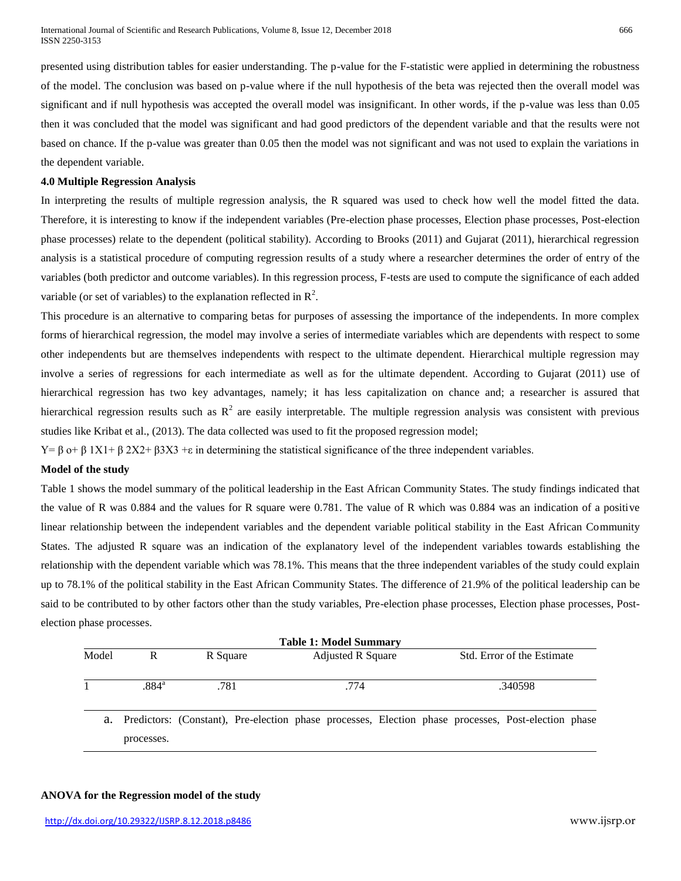presented using distribution tables for easier understanding. The p-value for the F-statistic were applied in determining the robustness of the model. The conclusion was based on p-value where if the null hypothesis of the beta was rejected then the overall model was significant and if null hypothesis was accepted the overall model was insignificant. In other words, if the p-value was less than 0.05 then it was concluded that the model was significant and had good predictors of the dependent variable and that the results were not based on chance. If the p-value was greater than 0.05 then the model was not significant and was not used to explain the variations in the dependent variable.

### 4.0 Multiple Regression Analysis

In interpreting the results of multiple regression analysis, the R squared was used to check how well the model fitted the data. Therefore, it is interesting to know if the independent variables (Pre-election phase processes, Election phase processes, Post-election phase processes) relate to the dependent (political stability). According to Brooks (2011) and Gujarat (2011), hierarchical regression analysis is a statistical procedure of computing regression results of a study where a researcher determines the order of entry of the variables (both predictor and outcome variables). In this regression process, F-tests are used to compute the significance of each added variable (or set of variables) to the explanation reflected in $R^2$.

This procedure is an alternative to comparing betas for purposes of assessing the importance of the independents. In more complex forms of hierarchical regression, the model may involve a series of intermediate variables which are dependents with respect to some other independents but are themselves independents with respect to the ultimate dependent. Hierarchical multiple regression may involve a series of regressions for each intermediate as well as for the ultimate dependent. According to Gujarat (2011) use of hierarchical regression has two key advantages, namely; it has less capitalization on chance and; a researcher is assured that hierarchical regression results such as $R^2$ are easily interpretable. The multiple regression analysis was consistent with previous studies like Kribat et al., (2013). The data collected was used to fit the proposed regression model;

$Y= \beta_o + \beta_1 X_1 + \beta_2 X_2 + \beta_3 X_3 + \varepsilon$ in determining the statistical significance of the three independent variables.

### Model of the study

Table 1 shows the model summary of the political leadership in the East African Community States. The study findings indicated that the value of R was 0.884 and the values for R square were 0.781. The value of R which was 0.884 was an indication of a positive linear relationship between the independent variables and the dependent variable political stability in the East African Community States. The adjusted R square was an indication of the explanatory level of the independent variables towards establishing the relationship with the dependent variable which was 78.1%. This means that the three independent variables of the study could explain up to 78.1% of the political stability in the East African Community States. The difference of 21.9% of the political leadership can be said to be contributed to by other factors other than the study variables, Pre-election phase processes, Election phase processes, Post-election phase processes.

**Table 1: Model Summary**

| Model | R | R Square | Adjusted R Square | Std. Error of the Estimate |
|---|---|---|---|---|
| 1 | .884[a] | .781 | .774 | .340598 |

a. Predictors: (Constant), Pre-election phase processes, Election phase processes, Post-election phase processes.

### ANOVA for the Regression model of the study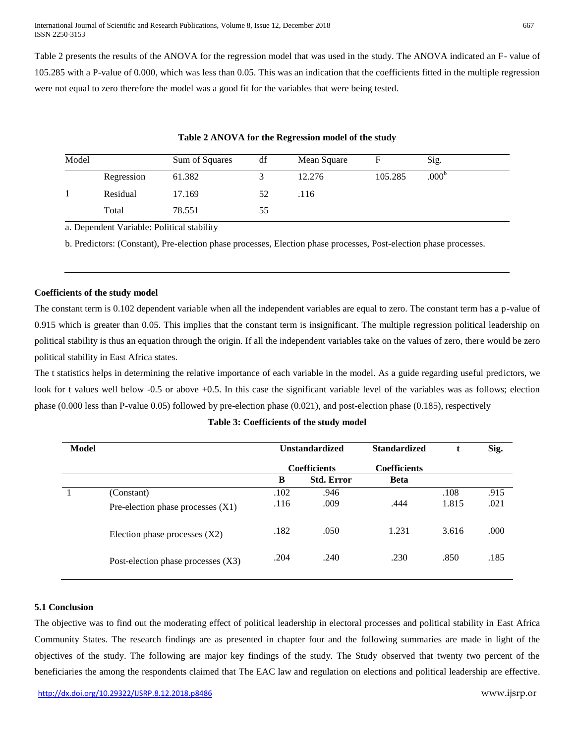Table 2 presents the results of the ANOVA for the regression model that was used in the study. The ANOVA indicated an F- value of 105.285 with a P-value of 0.000, which was less than 0.05. This was an indication that the coefficients fitted in the multiple regression were not equal to zero therefore the model was a good fit for the variables that were being tested.

**Table 2 ANOVA for the Regression model of the study**

| Model | | Sum of Squares | df | Mean Square | F | Sig. |
|---|---|---|---|---|---|---|
| 1 | Regression | 61.382 | 3 | 12.276 | 105.285 | .000[b] |
| | Residual | 17.169 | 52 | .116 | | |
| | Total | 78.551 | 55 | | | |

a. Dependent Variable: Political stability

b. Predictors: (Constant), Pre-election phase processes, Election phase processes, Post-election phase processes.

**Coefficients of the study model**

The constant term is 0.102 dependent variable when all the independent variables are equal to zero. The constant term has a p-value of 0.915 which is greater than 0.05. This implies that the constant term is insignificant. The multiple regression political leadership on political stability is thus an equation through the origin. If all the independent variables take on the values of zero, there would be zero political stability in East Africa states.

The t statistics helps in determining the relative importance of each variable in the model. As a guide regarding useful predictors, we look for t values well below -0.5 or above +0.5. In this case the significant variable level of the variables was as follows; election phase (0.000 less than P-value 0.05) followed by pre-election phase (0.021), and post-election phase (0.185), respectively

**Table 3: Coefficients of the study model**

| Model | | Unstandardized Coefficients | | Standardized Coefficients | t | Sig. |
|---|---|---|---|---|---|---|
| | | B | Std. Error | Beta | | |
| 1 | (Constant) | .102 | .946 | | .108 | .915 |
| | Pre-election phase processes (X1) | .116 | .009 | .444 | 1.815 | .021 |
| | Election phase processes (X2) | .182 | .050 | 1.231 | 3.616 | .000 |
| | Post-election phase processes (X3) | .204 | .240 | .230 | .850 | .185 |

**5.1 Conclusion**

The objective was to find out the moderating effect of political leadership in electoral processes and political stability in East Africa Community States. The research findings are as presented in chapter four and the following summaries are made in light of the objectives of the study. The following are major key findings of the study. The Study observed that twenty two percent of the beneficiaries the among the respondents claimed that The EAC law and regulation on elections and political leadership are effective.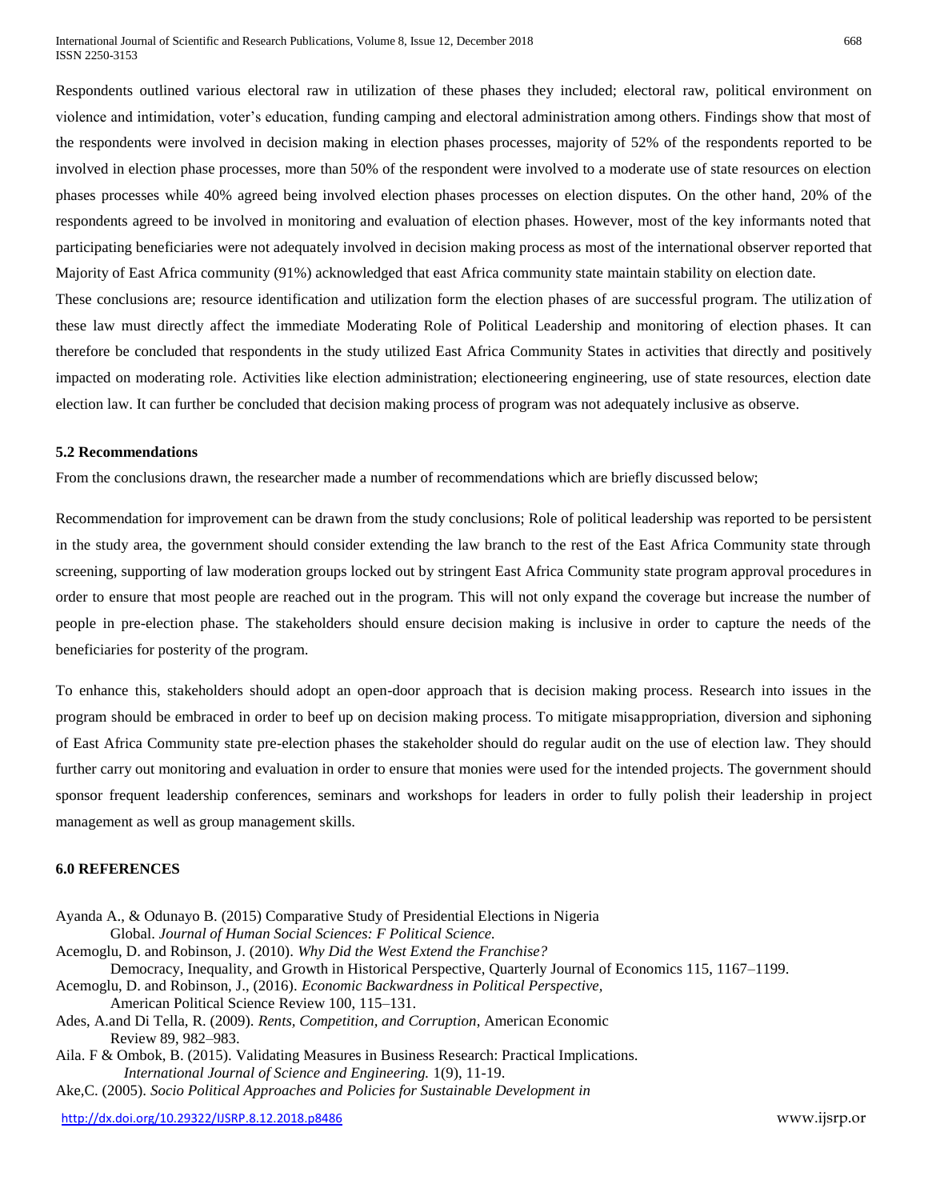Respondents outlined various electoral raw in utilization of these phases they included; electoral raw, political environment on violence and intimidation, voter's education, funding camping and electoral administration among others. Findings show that most of the respondents were involved in decision making in election phases processes, majority of 52% of the respondents reported to be involved in election phase processes, more than 50% of the respondent were involved to a moderate use of state resources on election phases processes while 40% agreed being involved election phases processes on election disputes. On the other hand, 20% of the respondents agreed to be involved in monitoring and evaluation of election phases. However, most of the key informants noted that participating beneficiaries were not adequately involved in decision making process as most of the international observer reported that Majority of East Africa community (91%) acknowledged that east Africa community state maintain stability on election date.

These conclusions are; resource identification and utilization form the election phases of are successful program. The utilization of these law must directly affect the immediate Moderating Role of Political Leadership and monitoring of election phases. It can therefore be concluded that respondents in the study utilized East Africa Community States in activities that directly and positively impacted on moderating role. Activities like election administration; electioneering engineering, use of state resources, election date election law. It can further be concluded that decision making process of program was not adequately inclusive as observe.

## 5.2 Recommendations

From the conclusions drawn, the researcher made a number of recommendations which are briefly discussed below;

Recommendation for improvement can be drawn from the study conclusions; Role of political leadership was reported to be persistent in the study area, the government should consider extending the law branch to the rest of the East Africa Community state through screening, supporting of law moderation groups locked out by stringent East Africa Community state program approval procedures in order to ensure that most people are reached out in the program. This will not only expand the coverage but increase the number of people in pre-election phase. The stakeholders should ensure decision making is inclusive in order to capture the needs of the beneficiaries for posterity of the program.

To enhance this, stakeholders should adopt an open-door approach that is decision making process. Research into issues in the program should be embraced in order to beef up on decision making process. To mitigate misappropriation, diversion and siphoning of East Africa Community state pre-election phases the stakeholder should do regular audit on the use of election law. They should further carry out monitoring and evaluation in order to ensure that monies were used for the intended projects. The government should sponsor frequent leadership conferences, seminars and workshops for leaders in order to fully polish their leadership in project management as well as group management skills.

## 6.0 REFERENCES

Ayanda A., & Odunayo B. (2015) Comparative Study of Presidential Elections in Nigeria Global. *Journal of Human Social Sciences: F Political Science.*

Acemoglu, D. and Robinson, J. (2010). *Why Did the West Extend the Franchise?* Democracy, Inequality, and Growth in Historical Perspective, Quarterly Journal of Economics 115, 1167–1199.

Acemoglu, D. and Robinson, J., (2016). *Economic Backwardness in Political Perspective,* American Political Science Review 100, 115–131.

Ades, A.and Di Tella, R. (2009). *Rents, Competition, and Corruption*, American Economic Review 89, 982–983.

Aila. F & Ombok, B. (2015). Validating Measures in Business Research: Practical Implications. *International Journal of Science and Engineering.* 1(9), 11-19.

Ake,C. (2005). *Socio Political Approaches and Policies for Sustainable Development in*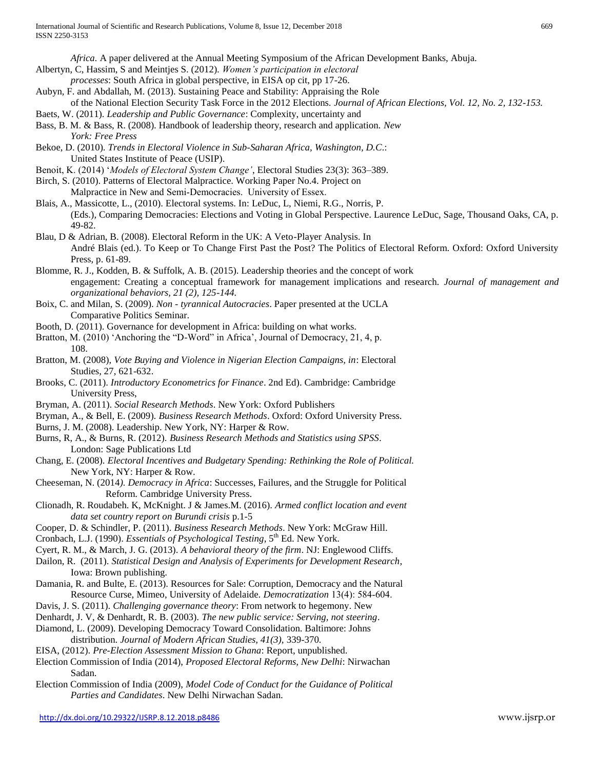*Africa.* A paper delivered at the Annual Meeting Symposium of the African Development Banks, Abuja.

Albertyn, C, Hassim, S and Meintjes S. (2012). *Women's participation in electoral processes*: South Africa in global perspective, in EISA op cit, pp 17-26.

Aubyn, F. and Abdallah, M. (2013). Sustaining Peace and Stability: Appraising the Role of the National Election Security Task Force in the 2012 Elections. *Journal of African Elections, Vol. 12, No. 2, 132-153.*

Baets, W. (2011). *Leadership and Public Governance*: Complexity, uncertainty and

Bass, B. M. & Bass, R. (2008). Handbook of leadership theory, research and application. *New York: Free Press*

Bekoe, D. (2010). *Trends in Electoral Violence in Sub-Saharan Africa, Washington, D.C.*: United States Institute of Peace (USIP).

Benoit, K. (2014) '*Models of Electoral System Change'*, Electoral Studies 23(3): 363–389.

Birch, S. (2010). Patterns of Electoral Malpractice. Working Paper No.4. Project on Malpractice in New and Semi-Democracies. University of Essex.

Blais, A., Massicotte, L., (2010). Electoral systems. In: LeDuc, L, Niemi, R.G., Norris, P. (Eds.), Comparing Democracies: Elections and Voting in Global Perspective. Laurence LeDuc, Sage, Thousand Oaks, CA, p. 49-82.

Blau, D & Adrian, B. (2008). Electoral Reform in the UK: A Veto-Player Analysis. In André Blais (ed.). To Keep or To Change First Past the Post? The Politics of Electoral Reform. Oxford: Oxford University Press, p. 61-89.

Blomme, R. J., Kodden, B. & Suffolk, A. B. (2015). Leadership theories and the concept of work engagement: Creating a conceptual framework for management implications and research. *Journal of management and organizational behaviors, 21 (2), 125-144.*

Boix, C. and Milan, S. (2009). *Non - tyrannical Autocracies*. Paper presented at the UCLA Comparative Politics Seminar.

Booth, D. (2011). Governance for development in Africa: building on what works.

Bratton, M. (2010) 'Anchoring the "D-Word" in Africa', Journal of Democracy, 21, 4, p. 108.

Bratton, M. (2008), *Vote Buying and Violence in Nigerian Election Campaigns, in*: Electoral Studies, 27, 621-632.

Brooks, C. (2011). *Introductory Econometrics for Finance*. 2nd Ed). Cambridge: Cambridge University Press,

Bryman, A. (2011). *Social Research Methods*. New York: Oxford Publishers

Bryman, A., & Bell, E. (2009). *Business Research Methods*. Oxford: Oxford University Press.

Burns, J. M. (2008). Leadership. New York, NY: Harper & Row.

Burns, R, A., & Burns, R. (2012). *Business Research Methods and Statistics using SPSS*. London: Sage Publications Ltd

Chang, E. (2008). *Electoral Incentives and Budgetary Spending: Rethinking the Role of Political.* New York, NY: Harper & Row.

Cheeseman, N. (2014*). Democracy in Africa*: Successes, Failures, and the Struggle for Political Reform. Cambridge University Press.

Clionadh, R. Roudabeh. K, McKnight. J & James.M. (2016). *Armed conflict location and event data set country report on Burundi crisis* p.1-5

Cooper, D. & Schindler, P. (2011). *Business Research Methods*. New York: McGraw Hill.

Cronbach, L.J. (1990). *Essentials of Psychological Testing*, 5th Ed. New York.

Cyert, R. M., & March, J. G. (2013). *A behavioral theory of the firm*. NJ: Englewood Cliffs.

Dailon, R. (2011). *Statistical Design and Analysis of Experiments for Development Research*, Iowa: Brown publishing.

Damania, R. and Bulte, E. (2013). Resources for Sale: Corruption, Democracy and the Natural Resource Curse, Mimeo, University of Adelaide. *Democratization* 13(4): 584-604.

Davis, J. S. (2011). *Challenging governance theory*: From network to hegemony. New

Denhardt, J. V, & Denhardt, R. B. (2003). *The new public service: Serving, not steering*.

Diamond, L. (2009). Developing Democracy Toward Consolidation. Baltimore: Johns distribution. *Journal of Modern African Studies, 41(3),* 339-370.

EISA, (2012). *Pre-Election Assessment Mission to Ghana*: Report, unpublished.

Election Commission of India (2014), *Proposed Electoral Reforms, New Delhi*: Nirwachan Sadan.

Election Commission of India (2009), *Model Code of Conduct for the Guidance of Political Parties and Candidates*. New Delhi Nirwachan Sadan.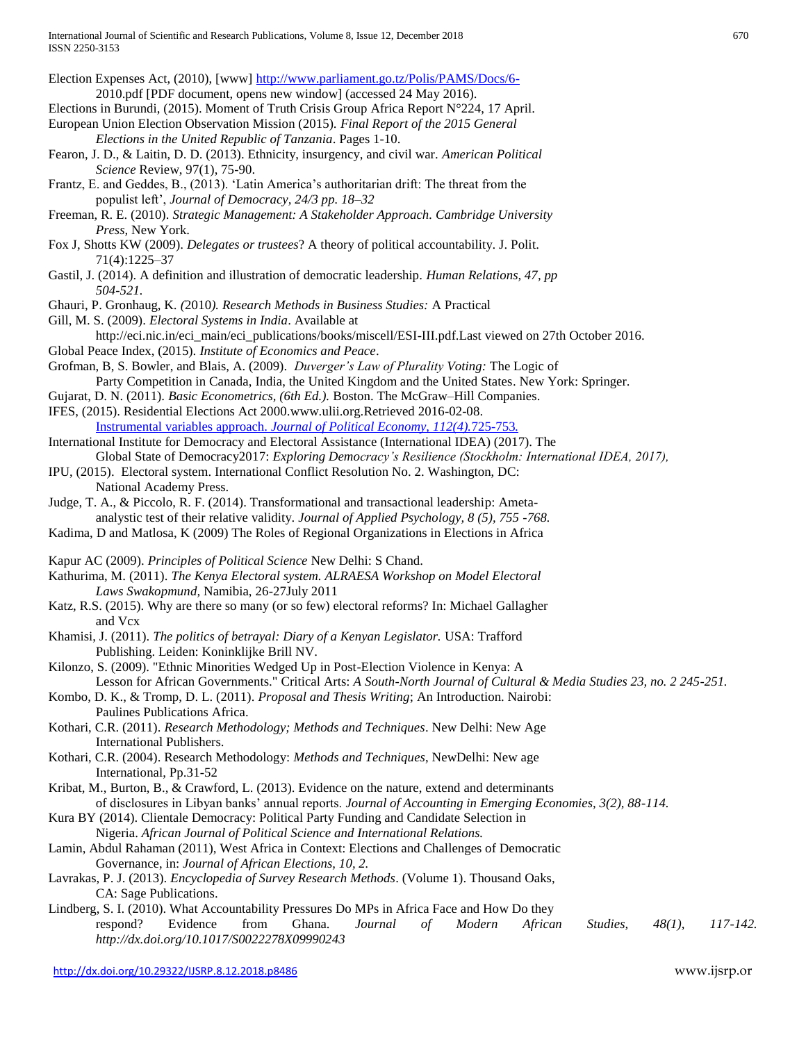Election Expenses Act, (2010), [www] http://www.parliament.go.tz/Polis/PAMS/Docs/6-2010.pdf [PDF document, opens new window] (accessed 24 May 2016).

Elections in Burundi, (2015). Moment of Truth Crisis Group Africa Report N°224, 17 April.

European Union Election Observation Mission (2015). *Final Report of the 2015 General Elections in the United Republic of Tanzania*. Pages 1-10.

Fearon, J. D., & Laitin, D. D. (2013). Ethnicity, insurgency, and civil war. *American Political Science* Review, 97(1), 75-90.

Frantz, E. and Geddes, B., (2013). 'Latin America's authoritarian drift: The threat from the populist left', *Journal of Democracy, 24/3 pp. 18–32*

Freeman, R. E. (2010). *Strategic Management: A Stakeholder Approach. Cambridge University Press,* New York.

Fox J, Shotts KW (2009). *Delegates or trustees*? A theory of political accountability. J. Polit. 71(4):1225–37

Gastil, J. (2014). A definition and illustration of democratic leadership. *Human Relations, 47, pp 504-521.*

Ghauri, P. Gronhaug, K. *(*2010*). Research Methods in Business Studies:* A Practical

Gill, M. S. (2009). *Electoral Systems in India*. Available at http://eci.nic.in/eci_main/eci_publications/books/miscell/ESI-III.pdf.Last viewed on 27th October 2016.

Global Peace Index, (2015). *Institute of Economics and Peace*.

Grofman, B, S. Bowler, and Blais, A. (2009). *Duverger's Law of Plurality Voting:* The Logic of Party Competition in Canada, India, the United Kingdom and the United States. New York: Springer.

Gujarat, D. N. (2011). *Basic Econometrics, (6th Ed.).* Boston. The McGraw–Hill Companies.

IFES, (2015). Residential Elections Act 2000.www.ulii.org.Retrieved 2016-02-08. Instrumental variables approach. *Journal of Political Economy, 112(4).*725-753.

International Institute for Democracy and Electoral Assistance (International IDEA) (2017). The Global State of Democracy2017: *Exploring Democracy's Resilience (Stockholm: International IDEA, 2017),*

IPU, (2015). Electoral system. International Conflict Resolution No. 2. Washington, DC: National Academy Press.

Judge, T. A., & Piccolo, R. F. (2014). Transformational and transactional leadership: Ameta-analystic test of their relative validity. *Journal of Applied Psychology, 8 (5), 755 -768.*

Kadima, D and Matlosa, K (2009) The Roles of Regional Organizations in Elections in Africa

Kapur AC (2009). *Principles of Political Science* New Delhi: S Chand.

Kathurima, M. (2011). *The Kenya Electoral system. ALRAESA Workshop on Model Electoral Laws Swakopmund,* Namibia, 26-27July 2011

Katz, R.S. (2015). Why are there so many (or so few) electoral reforms? In: Michael Gallagher and Vcx

Khamisi, J. (2011). *The politics of betrayal: Diary of a Kenyan Legislator.* USA: Trafford Publishing. Leiden: Koninklijke Brill NV.

Kilonzo, S. (2009). "Ethnic Minorities Wedged Up in Post-Election Violence in Kenya: A Lesson for African Governments." Critical Arts: *A South-North Journal of Cultural & Media Studies 23, no. 2 245-251.*

Kombo, D. K., & Tromp, D. L. (2011). *Proposal and Thesis Writing*; An Introduction. Nairobi: Paulines Publications Africa.

Kothari, C.R. (2011). *Research Methodology; Methods and Techniques*. New Delhi: New Age International Publishers.

Kothari, C.R. (2004). Research Methodology: *Methods and Techniques*, NewDelhi: New age International, Pp.31-52

Kribat, M., Burton, B., & Crawford, L. (2013). Evidence on the nature, extend and determinants of disclosures in Libyan banks' annual reports. *Journal of Accounting in Emerging Economies, 3(2), 88-114.*

Kura BY (2014). Clientale Democracy: Political Party Funding and Candidate Selection in Nigeria. *African Journal of Political Science and International Relations.*

Lamin, Abdul Rahaman (2011), West Africa in Context: Elections and Challenges of Democratic Governance, in: *Journal of African Elections, 10, 2.*

Lavrakas, P. J. (2013). *Encyclopedia of Survey Research Methods*. (Volume 1). Thousand Oaks, CA: Sage Publications.

Lindberg, S. I. (2010). What Accountability Pressures Do MPs in Africa Face and How Do they respond? Evidence from Ghana. *Journal of Modern African Studies, 48(1), 117-142. http://dx.doi.org/10.1017/S0022278X09990243*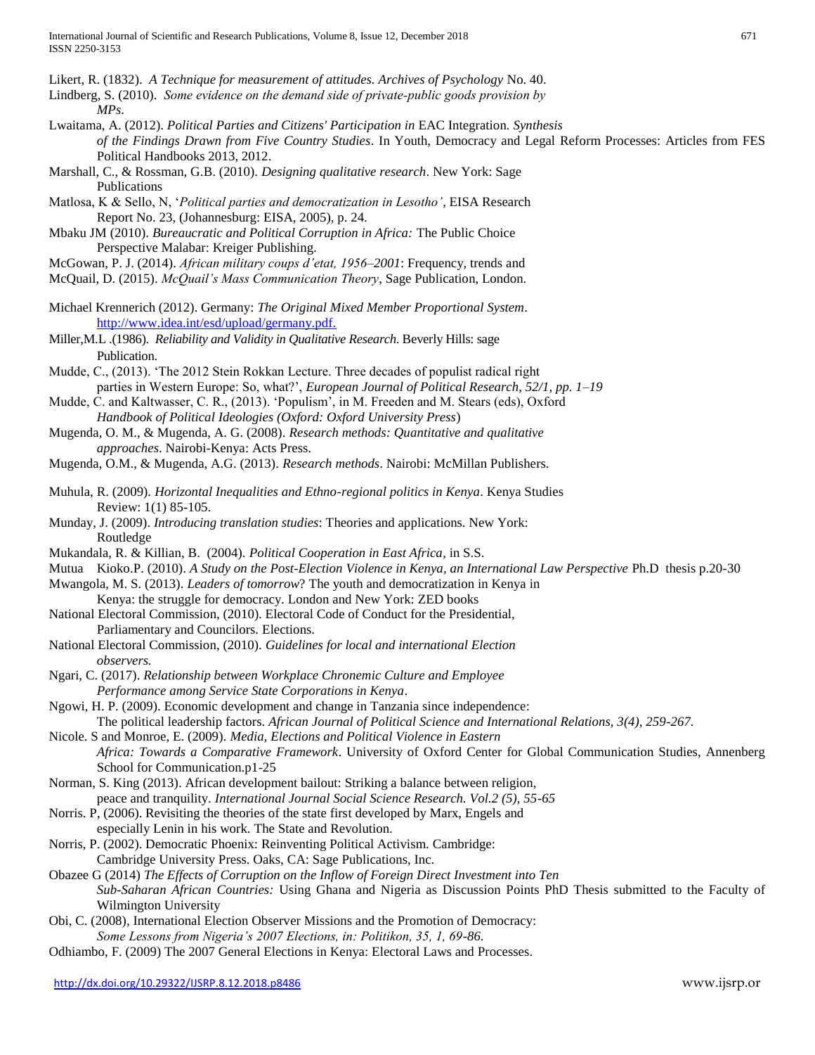Likert, R. (1832). *A Technique for measurement of attitudes. Archives of Psychology* No. 40.

Lindberg, S. (2010). *Some evidence on the demand side of private-public goods provision by MPs.*

Lwaitama, A. (2012). *Political Parties and Citizens' Participation in* EAC Integration. *Synthesis of the Findings Drawn from Five Country Studies*. In Youth, Democracy and Legal Reform Processes: Articles from FES Political Handbooks 2013, 2012.

Marshall, C., & Rossman, G.B. (2010). *Designing qualitative research*. New York: Sage Publications

Matlosa, K & Sello, N, '*Political parties and democratization in Lesotho'*, EISA Research Report No. 23, (Johannesburg: EISA, 2005), p. 24.

Mbaku JM (2010). *Bureaucratic and Political Corruption in Africa:* The Public Choice Perspective Malabar: Kreiger Publishing.

McGowan, P. J. (2014). *African military coups d'etat, 1956–2001*: Frequency, trends and

McQuail, D. (2015). *McQuail's Mass Communication Theory*, Sage Publication, London.

Michael Krennerich (2012). Germany: *The Original Mixed Member Proportional System*. http://www.idea.int/esd/upload/germany.pdf.

Miller,M.L .(1986). *Reliability and Validity in Qualitative Research.* Beverly Hills: sage Publication.

Mudde, C., (2013). 'The 2012 Stein Rokkan Lecture. Three decades of populist radical right parties in Western Europe: So, what?', *European Journal of Political Research, 52/1, pp. 1–19*

Mudde, C. and Kaltwasser, C. R., (2013). 'Populism', in M. Freeden and M. Stears (eds), Oxford *Handbook of Political Ideologies (Oxford: Oxford University Press*)

Mugenda, O. M., & Mugenda, A. G. (2008). *Research methods: Quantitative and qualitative approaches*. Nairobi-Kenya: Acts Press.

Mugenda, O.M., & Mugenda, A.G. (2013). *Research methods*. Nairobi: McMillan Publishers.

Muhula, R. (2009). *Horizontal Inequalities and Ethno-regional politics in Kenya*. Kenya Studies Review: 1(1) 85-105.

Munday, J. (2009). *Introducing translation studies*: Theories and applications. New York: Routledge

Mukandala, R. & Killian, B. (2004). *Political Cooperation in East Africa,* in S.S.

Mutua Kioko.P. (2010). *A Study on the Post-Election Violence in Kenya, an International Law Perspective* Ph.D thesis p.20-30

Mwangola, M. S. (2013). *Leaders of tomorrow*? The youth and democratization in Kenya in Kenya: the struggle for democracy. London and New York: ZED books

National Electoral Commission, (2010). Electoral Code of Conduct for the Presidential, Parliamentary and Councilors. Elections.

National Electoral Commission, (2010). *Guidelines for local and international Election observers.*

Ngari, C. (2017). *Relationship between Workplace Chronemic Culture and Employee Performance among Service State Corporations in Kenya*.

Ngowi, H. P. (2009). Economic development and change in Tanzania since independence: The political leadership factors. *African Journal of Political Science and International Relations, 3(4), 259-267.*

Nicole. S and Monroe, E. (2009). *Media, Elections and Political Violence in Eastern Africa: Towards a Comparative Framework*. University of Oxford Center for Global Communication Studies, Annenberg School for Communication.p1-25

Norman, S. King (2013). African development bailout: Striking a balance between religion, peace and tranquility. *International Journal Social Science Research. Vol.2 (5), 55-65*

Norris. P, (2006). Revisiting the theories of the state first developed by Marx, Engels and especially Lenin in his work. The State and Revolution.

Norris, P. (2002). Democratic Phoenix: Reinventing Political Activism. Cambridge: Cambridge University Press. Oaks, CA: Sage Publications, Inc.

Obazee G (2014) *The Effects of Corruption on the Inflow of Foreign Direct Investment into Ten Sub-Saharan African Countries:* Using Ghana and Nigeria as Discussion Points PhD Thesis submitted to the Faculty of Wilmington University

Obi, C. (2008), International Election Observer Missions and the Promotion of Democracy: *Some Lessons from Nigeria's 2007 Elections, in: Politikon, 35, 1, 69-86.*

Odhiambo, F. (2009) The 2007 General Elections in Kenya: Electoral Laws and Processes.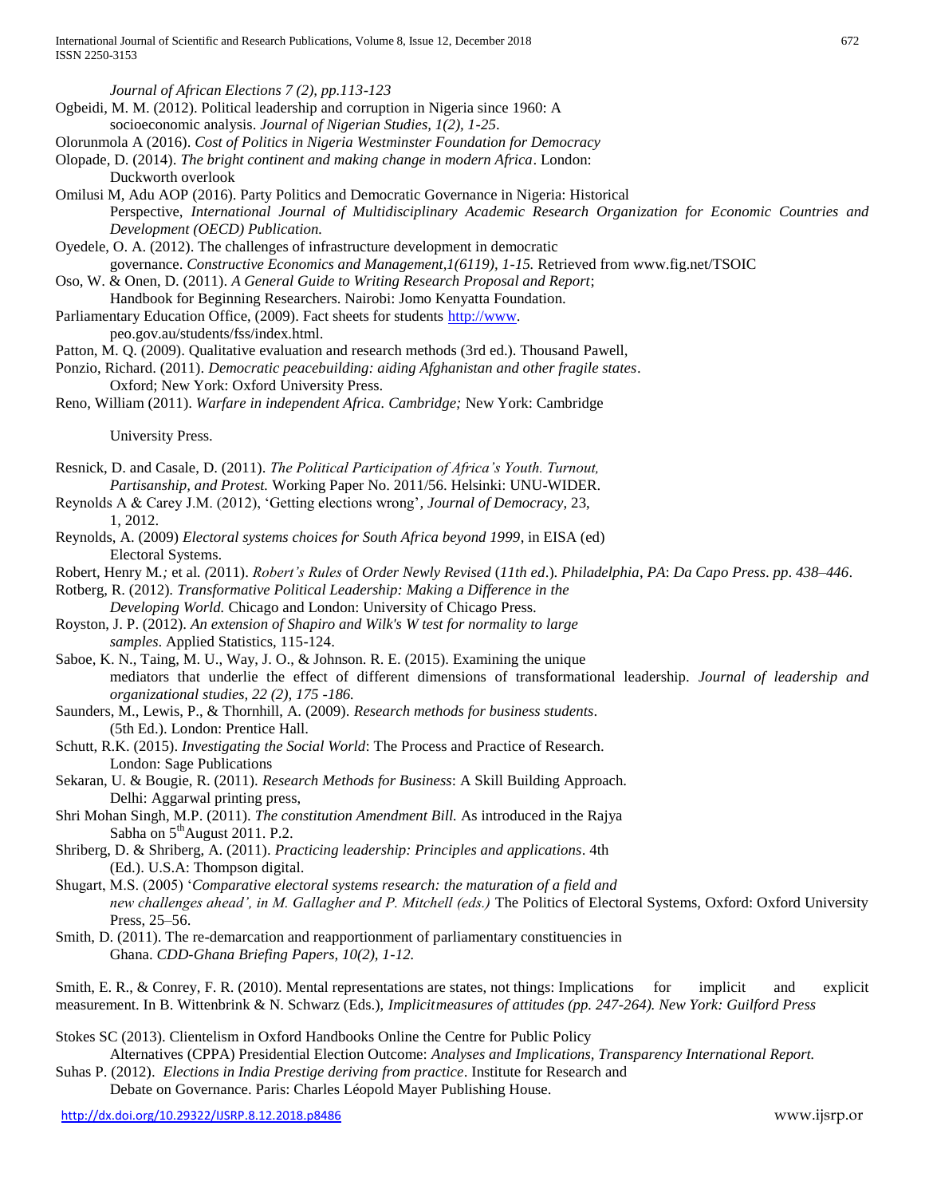*Journal of African Elections 7 (2), pp.113-123*

Ogbeidi, M. M. (2012). Political leadership and corruption in Nigeria since 1960: A socioeconomic analysis. *Journal of Nigerian Studies, 1(2), 1-25*.

Olorunmola A (2016). *Cost of Politics in Nigeria Westminster Foundation for Democracy*

Olopade, D. (2014). *The bright continent and making change in modern Africa*. London: Duckworth overlook

Omilusi M, Adu AOP (2016). Party Politics and Democratic Governance in Nigeria: Historical Perspective, *International Journal of Multidisciplinary Academic Research Organization for Economic Countries and Development (OECD) Publication.*

Oyedele, O. A. (2012). The challenges of infrastructure development in democratic governance. *Constructive Economics and Management,1(6119), 1-15.* Retrieved from www.fig.net/TSOIC

Oso, W. & Onen, D. (2011). *A General Guide to Writing Research Proposal and Report*; Handbook for Beginning Researchers. Nairobi: Jomo Kenyatta Foundation.

Parliamentary Education Office, (2009). Fact sheets for students http://www. peo.gov.au/students/fss/index.html.

Patton, M. Q. (2009). Qualitative evaluation and research methods (3rd ed.). Thousand Pawell,

Ponzio, Richard. (2011). *Democratic peacebuilding: aiding Afghanistan and other fragile states*. Oxford; New York: Oxford University Press.

Reno, William (2011). *Warfare in independent Africa. Cambridge;* New York: Cambridge University Press.

Resnick, D. and Casale, D. (2011). *The Political Participation of Africa's Youth. Turnout, Partisanship, and Protest.* Working Paper No. 2011/56. Helsinki: UNU-WIDER.

Reynolds A & Carey J.M. (2012), 'Getting elections wrong', *Journal of Democracy*, 23, 1, 2012.

Reynolds, A. (2009) *Electoral systems choices for South Africa beyond 1999*, in EISA (ed) Electoral Systems.

Robert, Henry M.*;* et al*. (*2011). *Robert's Rules* of *Order Newly Revised* (*11th ed*.). *Philadelphia*, *PA*: *Da Capo Press*. *pp*. *438–446*.

Rotberg, R. (2012). *Transformative Political Leadership: Making a Difference in the Developing World.* Chicago and London: University of Chicago Press.

Royston, J. P. (2012). *An extension of Shapiro and Wilk's W test for normality to large samples*. Applied Statistics, 115-124.

Saboe, K. N., Taing, M. U., Way, J. O., & Johnson. R. E. (2015). Examining the unique mediators that underlie the effect of different dimensions of transformational leadership. *Journal of leadership and organizational studies, 22 (2), 175 -186.*

Saunders, M., Lewis, P., & Thornhill, A. (2009). *Research methods for business students*. (5th Ed.). London: Prentice Hall.

Schutt, R.K. (2015). *Investigating the Social World*: The Process and Practice of Research. London: Sage Publications

Sekaran, U. & Bougie, R. (2011). *Research Methods for Business*: A Skill Building Approach. Delhi: Aggarwal printing press,

Shri Mohan Singh, M.P. (2011). *The constitution Amendment Bill.* As introduced in the Rajya Sabha on 5th August 2011. P.2.

Shriberg, D. & Shriberg, A. (2011). *Practicing leadership: Principles and applications*. 4th (Ed.). U.S.A: Thompson digital.

Shugart, M.S. (2005) '*Comparative electoral systems research: the maturation of a field and new challenges ahead', in M. Gallagher and P. Mitchell (eds.)* The Politics of Electoral Systems, Oxford: Oxford University Press, 25–56.

Smith, D. (2011). The re-demarcation and reapportionment of parliamentary constituencies in Ghana. *CDD-Ghana Briefing Papers, 10(2), 1-12.*

Smith, E. R., & Conrey, F. R. (2010). Mental representations are states, not things: Implications for implicit and explicit measurement. In B. Wittenbrink & N. Schwarz (Eds.)*, Implicitmeasures of attitudes (pp. 247-264). New York: Guilford Press*

Stokes SC (2013). Clientelism in Oxford Handbooks Online the Centre for Public Policy Alternatives (CPPA) Presidential Election Outcome: *Analyses and Implications, Transparency International Report.*

Suhas P. (2012). *Elections in India Prestige deriving from practice*. Institute for Research and Debate on Governance. Paris: Charles Léopold Mayer Publishing House.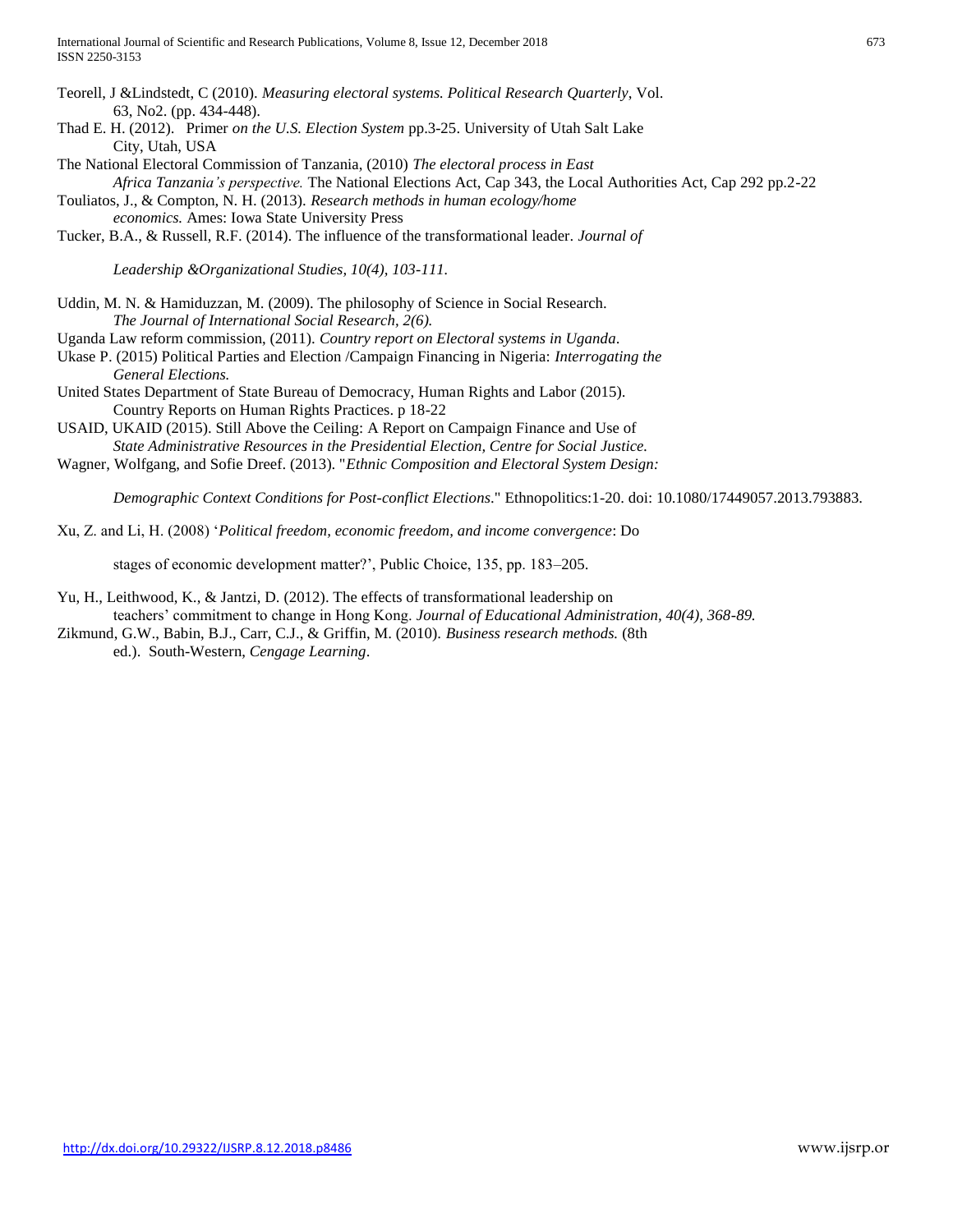Teorell, J &Lindstedt, C (2010). *Measuring electoral systems. Political Research Quarterly*, Vol. 63, No2. (pp. 434-448).

Thad E. H. (2012). Primer *on the U.S. Election System* pp.3-25. University of Utah Salt Lake City, Utah, USA

The National Electoral Commission of Tanzania, (2010) *The electoral process in East Africa Tanzania's perspective.* The National Elections Act, Cap 343, the Local Authorities Act, Cap 292 pp.2-22

Touliatos, J., & Compton, N. H. (2013). *Research methods in human ecology/home economics.* Ames: Iowa State University Press

Tucker, B.A., & Russell, R.F. (2014). The influence of the transformational leader. *Journal of Leadership &Organizational Studies, 10(4), 103-111.*

Uddin, M. N. & Hamiduzzan, M. (2009). The philosophy of Science in Social Research. *The Journal of International Social Research, 2(6).*

Uganda Law reform commission, (2011). *Country report on Electoral systems in Uganda*.

Ukase P. (2015) Political Parties and Election /Campaign Financing in Nigeria: *Interrogating the General Elections.*

United States Department of State Bureau of Democracy, Human Rights and Labor (2015). Country Reports on Human Rights Practices. p 18-22

USAID, UKAID (2015). Still Above the Ceiling: A Report on Campaign Finance and Use of *State Administrative Resources in the Presidential Election, Centre for Social Justice.*

Wagner, Wolfgang, and Sofie Dreef. (2013). "*Ethnic Composition and Electoral System Design: Demographic Context Conditions for Post-conflict Elections*." Ethnopolitics:1-20. doi: 10.1080/17449057.2013.793883.

Xu, Z. and Li, H. (2008) '*Political freedom, economic freedom, and income convergence*: Do stages of economic development matter?', Public Choice, 135, pp. 183–205.

Yu, H., Leithwood, K., & Jantzi, D. (2012). The effects of transformational leadership on teachers' commitment to change in Hong Kong. *Journal of Educational Administration, 40(4), 368-89.*

Zikmund, G.W., Babin, B.J., Carr, C.J., & Griffin, M. (2010). *Business research methods.* (8th ed.). South-Western, *Cengage Learning*.